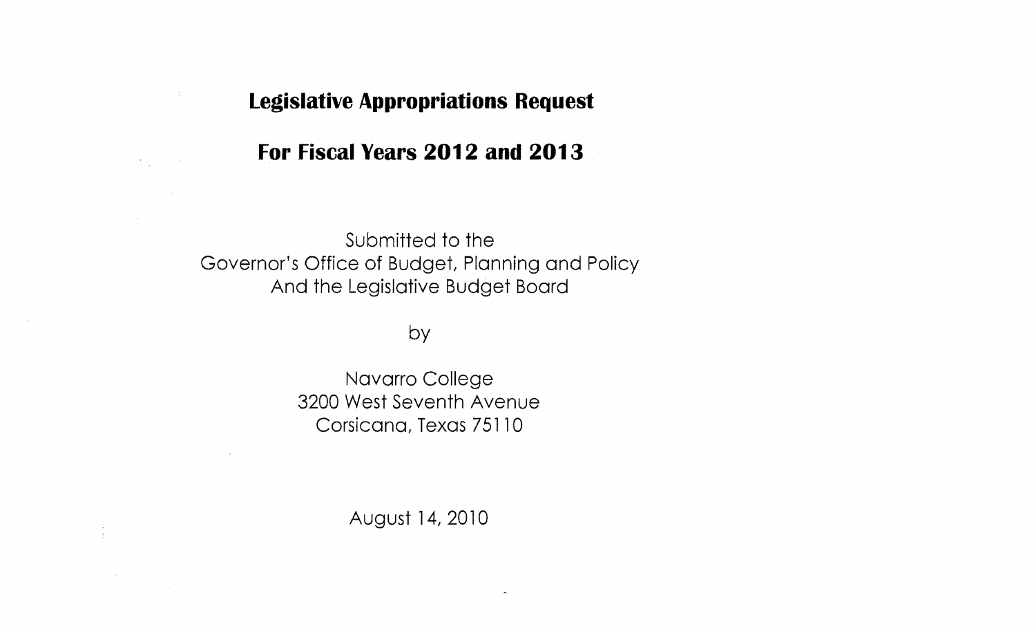# Legislative Appropriations Request

## For Fiscal Years 2012 and 2013

Submitted to the
Governor's Office of Budget, Planning and Policy
And the Legislative Budget Board

by

Navarro College
3200 West Seventh Avenue
Corsicana, Texas 75110

August 14, 2010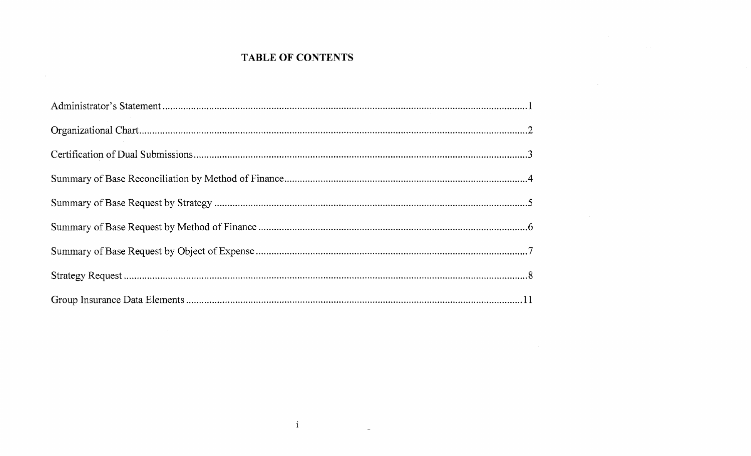# TABLE OF CONTENTS

Administrator's Statement....................................................................................................................1

Organizational Chart............................................................................................................................2

Certification of Dual Submissions.......................................................................................................3

Summary of Base Reconciliation by Method of Finance.......................................................................4

Summary of Base Request by Strategy ................................................................................................5

Summary of Base Request by Method of Finance ................................................................................6

Summary of Base Request by Object of Expense.................................................................................7

Strategy Request ..................................................................................................................................8

Group Insurance Data Elements ........................................................................................................11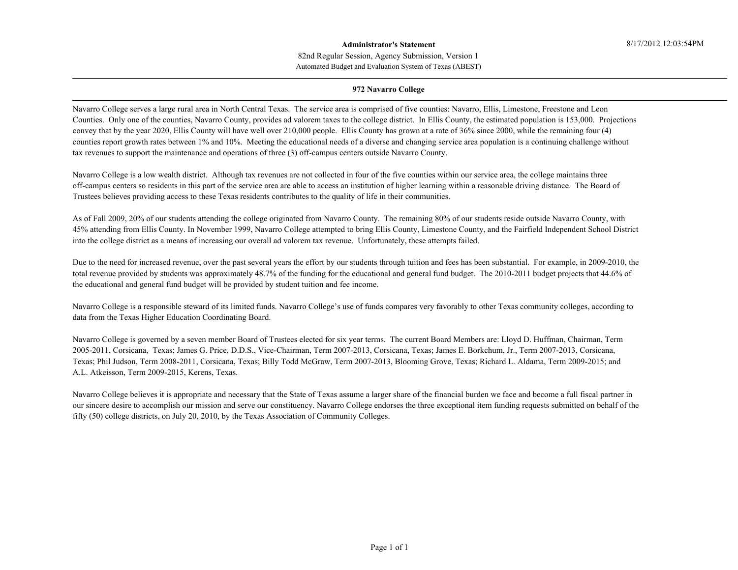**Administrator's Statement**

82nd Regular Session, Agency Submission, Version 1

Automated Budget and Evaluation System of Texas (ABEST)

**972 Navarro College**

Navarro College serves a large rural area in North Central Texas. The service area is comprised of five counties: Navarro, Ellis, Limestone, Freestone and Leon Counties. Only one of the counties, Navarro County, provides ad valorem taxes to the college district. In Ellis County, the estimated population is 153,000. Projections convey that by the year 2020, Ellis County will have well over 210,000 people. Ellis County has grown at a rate of 36% since 2000, while the remaining four (4) counties report growth rates between 1% and 10%. Meeting the educational needs of a diverse and changing service area population is a continuing challenge without tax revenues to support the maintenance and operations of three (3) off-campus centers outside Navarro County.

Navarro College is a low wealth district. Although tax revenues are not collected in four of the five counties within our service area, the college maintains three off-campus centers so residents in this part of the service area are able to access an institution of higher learning within a reasonable driving distance. The Board of Trustees believes providing access to these Texas residents contributes to the quality of life in their communities.

As of Fall 2009, 20% of our students attending the college originated from Navarro County. The remaining 80% of our students reside outside Navarro County, with 45% attending from Ellis County. In November 1999, Navarro College attempted to bring Ellis County, Limestone County, and the Fairfield Independent School District into the college district as a means of increasing our overall ad valorem tax revenue. Unfortunately, these attempts failed.

Due to the need for increased revenue, over the past several years the effort by our students through tuition and fees has been substantial. For example, in 2009-2010, the total revenue provided by students was approximately 48.7% of the funding for the educational and general fund budget. The 2010-2011 budget projects that 44.6% of the educational and general fund budget will be provided by student tuition and fee income.

Navarro College is a responsible steward of its limited funds. Navarro College's use of funds compares very favorably to other Texas community colleges, according to data from the Texas Higher Education Coordinating Board.

Navarro College is governed by a seven member Board of Trustees elected for six year terms. The current Board Members are: Lloyd D. Huffman, Chairman, Term 2005-2011, Corsicana, Texas; James G. Price, D.D.S., Vice-Chairman, Term 2007-2013, Corsicana, Texas; James E. Borkchum, Jr., Term 2007-2013, Corsicana, Texas; Phil Judson, Term 2008-2011, Corsicana, Texas; Billy Todd McGraw, Term 2007-2013, Blooming Grove, Texas; Richard L. Aldama, Term 2009-2015; and A.L. Atkeisson, Term 2009-2015, Kerens, Texas.

Navarro College believes it is appropriate and necessary that the State of Texas assume a larger share of the financial burden we face and become a full fiscal partner in our sincere desire to accomplish our mission and serve our constituency. Navarro College endorses the three exceptional item funding requests submitted on behalf of the fifty (50) college districts, on July 20, 2010, by the Texas Association of Community Colleges.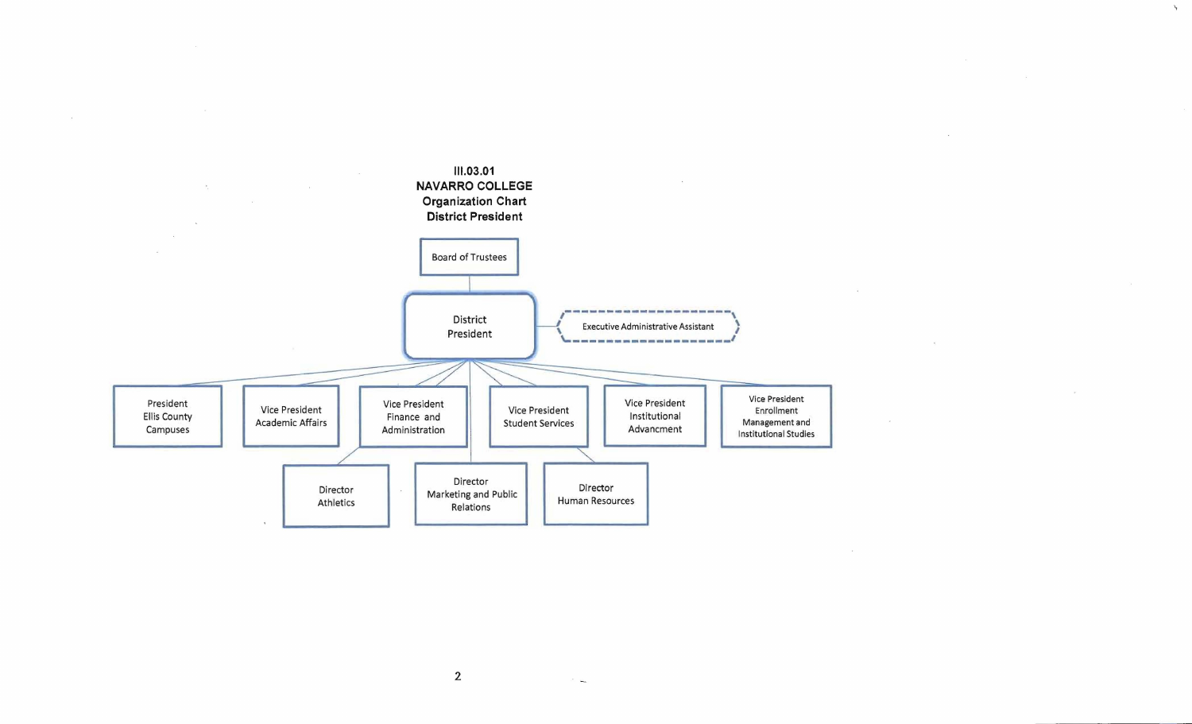**III.03.01**
**NAVARRO COLLEGE**
**Organization Chart**
**District President**

- Board of Trustees
  - District President
    - Executive Administrative Assistant
    - President Ellis County Campuses
    - Vice President Academic Affairs
    - Vice President Finance and Administration
    - Vice President Student Services
    - Vice President Institutional Advancment
    - Vice President Enrollment Management and Institutional Studies
    - Director Athletics
    - Director Marketing and Public Relations
    - Director Human Resources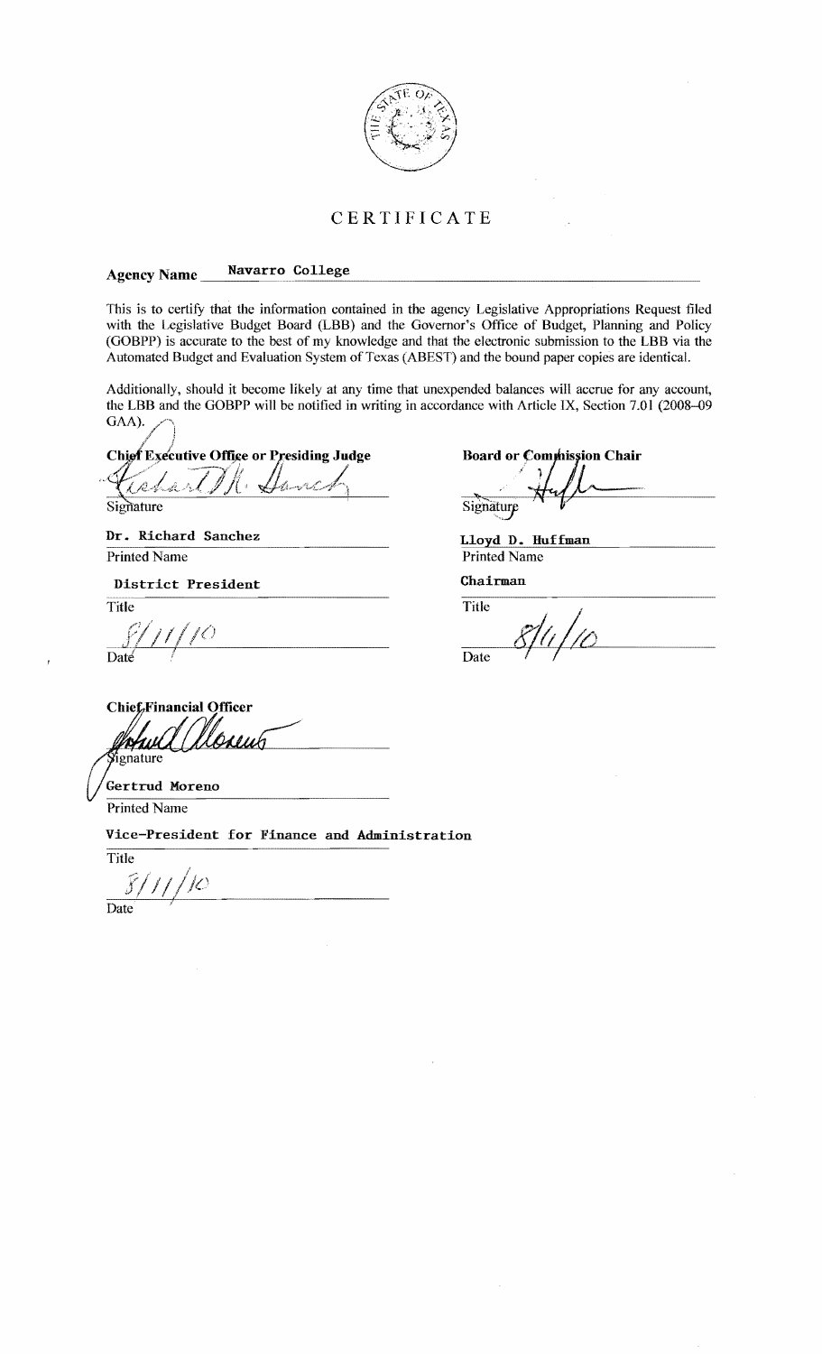# CERTIFICATE

**Agency Name** Navarro College

This is to certify that the information contained in the agency Legislative Appropriations Request filed with the Legislative Budget Board (LBB) and the Governor's Office of Budget, Planning and Policy (GOBPP) is accurate to the best of my knowledge and that the electronic submission to the LBB via the Automated Budget and Evaluation System of Texas (ABEST) and the bound paper copies are identical.

Additionally, should it become likely at any time that unexpended balances will accrue for any account, the LBB and the GOBPP will be notified in writing in accordance with Article IX, Section 7.01 (2008–09 GAA).

**Chief Executive Office or Presiding Judge**

Signature

Dr. Richard Sanchez
Printed Name

District President
Title

8/11/10
Date

**Board or Commission Chair**

Signature

Lloyd D. Huffman
Printed Name

Chairman
Title

8/11/10
Date

**Chief Financial Officer**

Signature

Gertrud Moreno
Printed Name

Vice-President for Finance and Administration
Title

8/11/10
Date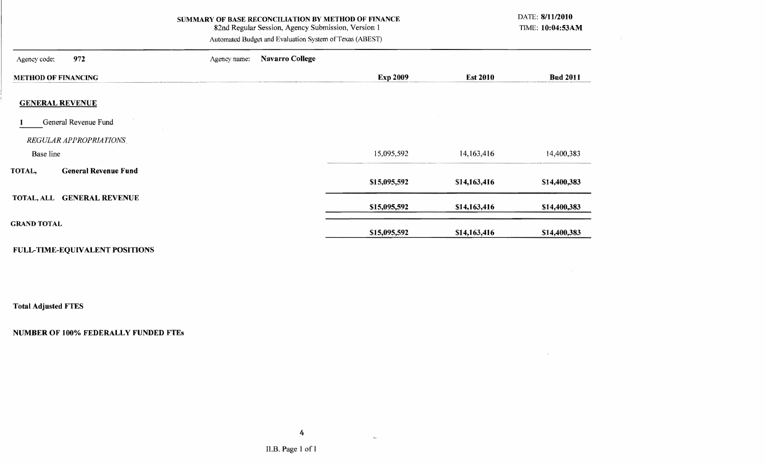# SUMMARY OF BASE RECONCILIATION BY METHOD OF FINANCE

82nd Regular Session, Agency Submission, Version 1

Automated Budget and Evaluation System of Texas (ABEST)

DATE: **8/11/2010**
TIME: **10:04:53AM**

Agency code: **972** Agency name: **Navarro College**

| METHOD OF FINANCING | Exp 2009 | Est 2010 | Bud 2011 |
|---|---|---|---|
| **GENERAL REVENUE** | | | |
| 1 General Revenue Fund | | | |
| *REGULAR APPROPRIATIONS* | | | |
| Base line | 15,095,592 | 14,163,416 | 14,400,383 |
| **TOTAL, General Revenue Fund** | **$15,095,592** | **$14,163,416** | **$14,400,383** |
| **TOTAL, ALL GENERAL REVENUE** | **$15,095,592** | **$14,163,416** | **$14,400,383** |
| **GRAND TOTAL** | **$15,095,592** | **$14,163,416** | **$14,400,383** |

**FULL-TIME-EQUIVALENT POSITIONS**

**Total Adjusted FTES**

**NUMBER OF 100% FEDERALLY FUNDED FTEs**

II.B. Page 1 of 1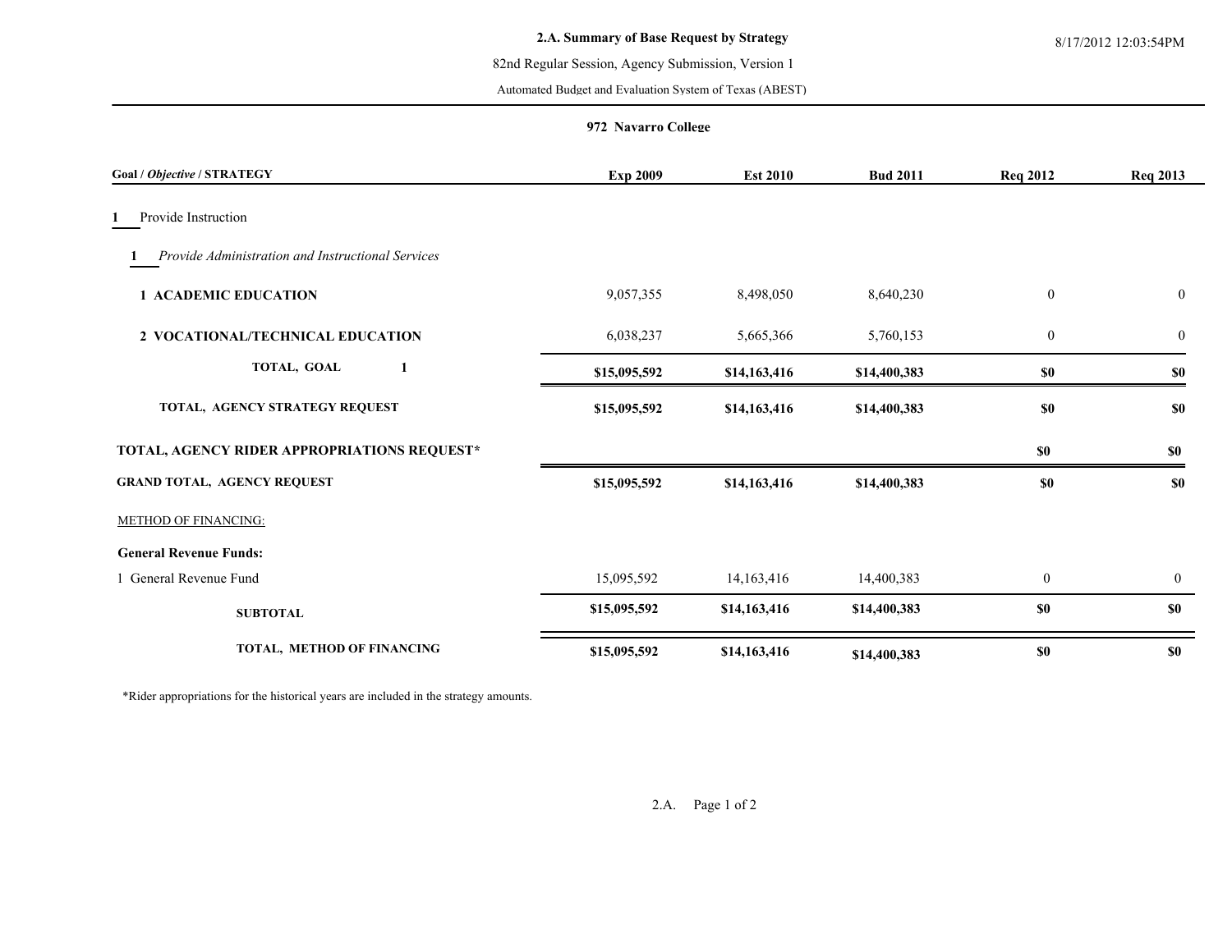**2.A. Summary of Base Request by Strategy**

82nd Regular Session, Agency Submission, Version 1

Automated Budget and Evaluation System of Texas (ABEST)

**972 Navarro College**

| Goal / *Objective* / STRATEGY | Exp 2009 | Est 2010 | Bud 2011 | Req 2012 | Req 2013 |
|---|---|---|---|---|---|
| **1** Provide Instruction | | | | | |
| **1** *Provide Administration and Instructional Services* | | | | | |
| **1 ACADEMIC EDUCATION** | 9,057,355 | 8,498,050 | 8,640,230 | 0 | 0 |
| **2 VOCATIONAL/TECHNICAL EDUCATION** | 6,038,237 | 5,665,366 | 5,760,153 | 0 | 0 |
| **TOTAL, GOAL 1** | **$15,095,592** | **$14,163,416** | **$14,400,383** | **$0** | **$0** |
| **TOTAL, AGENCY STRATEGY REQUEST** | **$15,095,592** | **$14,163,416** | **$14,400,383** | **$0** | **$0** |
| **TOTAL, AGENCY RIDER APPROPRIATIONS REQUEST*** | | | | **$0** | **$0** |
| **GRAND TOTAL, AGENCY REQUEST** | **$15,095,592** | **$14,163,416** | **$14,400,383** | **$0** | **$0** |

METHOD OF FINANCING:

| | Exp 2009 | Est 2010 | Bud 2011 | Req 2012 | Req 2013 |
|---|---|---|---|---|---|
| **General Revenue Funds:** | | | | | |
| 1 General Revenue Fund | 15,095,592 | 14,163,416 | 14,400,383 | 0 | 0 |
| **SUBTOTAL** | **$15,095,592** | **$14,163,416** | **$14,400,383** | **$0** | **$0** |
| **TOTAL, METHOD OF FINANCING** | **$15,095,592** | **$14,163,416** | **$14,400,383** | **$0** | **$0** |

*Rider appropriations for the historical years are included in the strategy amounts.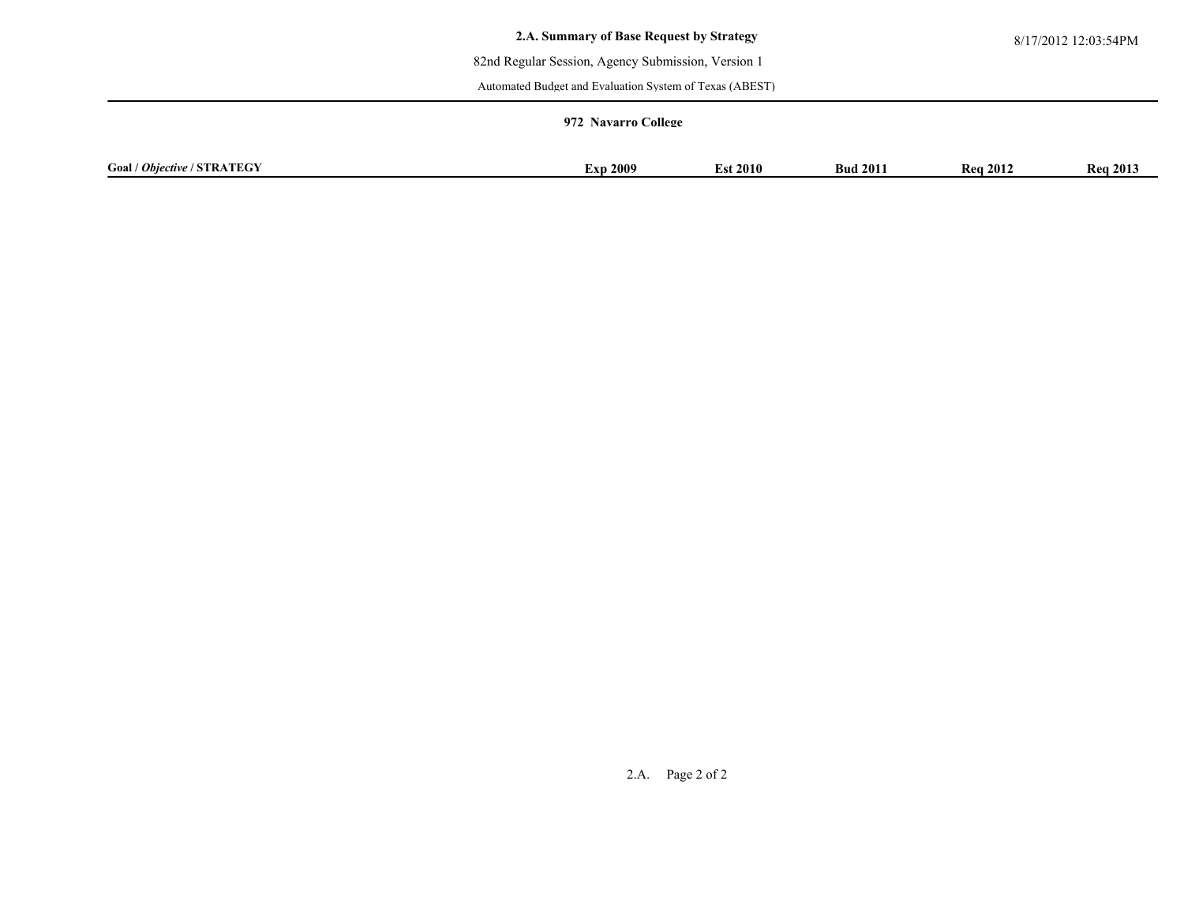**2.A. Summary of Base Request by Strategy**

82nd Regular Session, Agency Submission, Version 1

Automated Budget and Evaluation System of Texas (ABEST)

8/17/2012 12:03:54PM

**972 Navarro College**

| **Goal / *Objective* / STRATEGY** | **Exp 2009** | **Est 2010** | **Bud 2011** | **Req 2012** | **Req 2013** |
|---|---|---|---|---|---|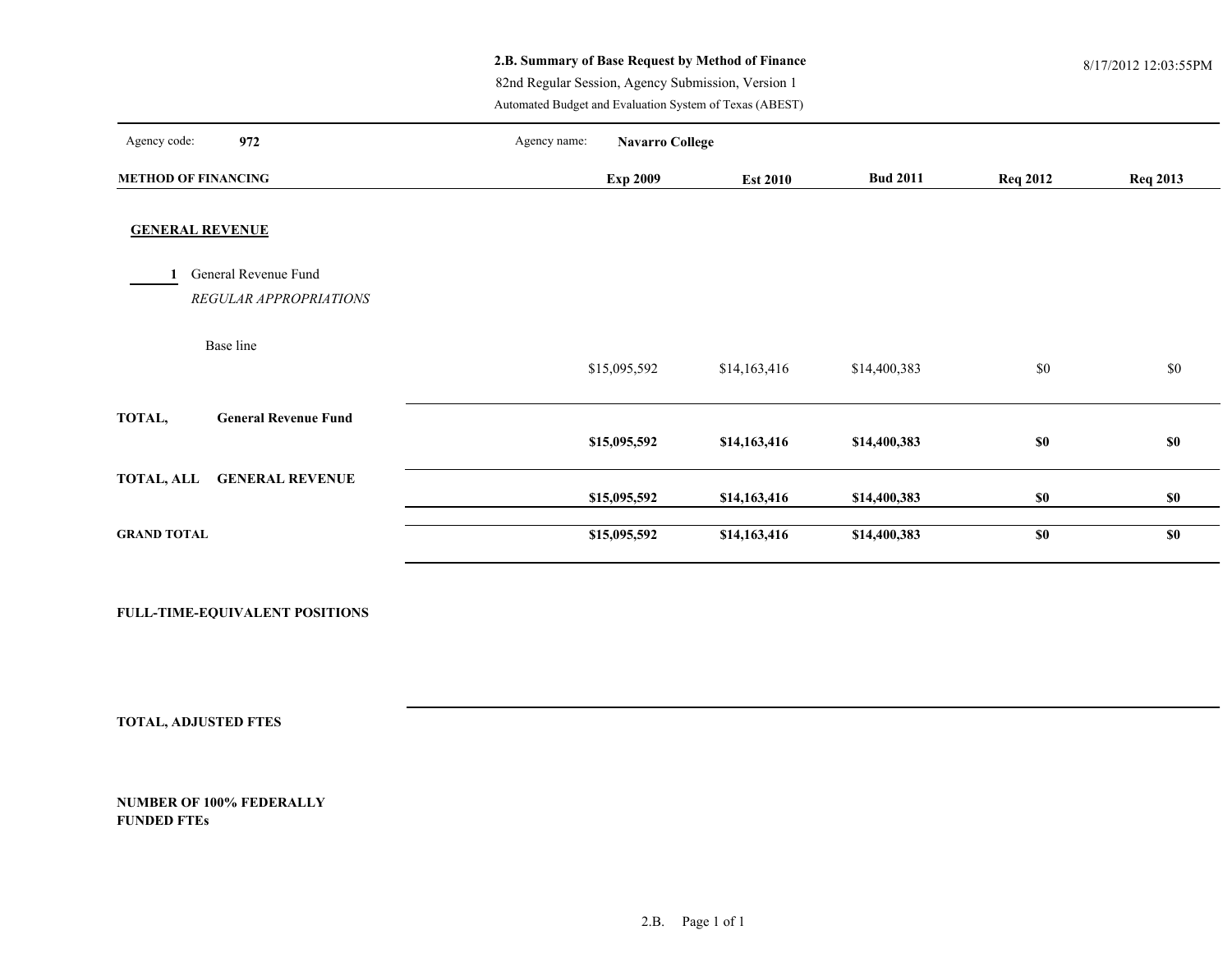# 2.B. Summary of Base Request by Method of Finance

82nd Regular Session, Agency Submission, Version 1

Automated Budget and Evaluation System of Texas (ABEST)

8/17/2012 12:03:55PM

Agency code: **972** Agency name: **Navarro College**

| METHOD OF FINANCING | Exp 2009 | Est 2010 | Bud 2011 | Req 2012 | Req 2013 |
|---|---|---|---|---|---|
| **GENERAL REVENUE** | | | | | |
| **1** General Revenue Fund | | | | | |
| *REGULAR APPROPRIATIONS* | | | | | |
| Base line | $15,095,592 | $14,163,416 | $14,400,383 | $0 | $0 |
| **TOTAL, General Revenue Fund** | **$15,095,592** | **$14,163,416** | **$14,400,383** | **$0** | **$0** |
| **TOTAL, ALL GENERAL REVENUE** | **$15,095,592** | **$14,163,416** | **$14,400,383** | **$0** | **$0** |
| **GRAND TOTAL** | **$15,095,592** | **$14,163,416** | **$14,400,383** | **$0** | **$0** |

**FULL-TIME-EQUIVALENT POSITIONS**

**TOTAL, ADJUSTED FTES**

**NUMBER OF 100% FEDERALLY FUNDED FTEs**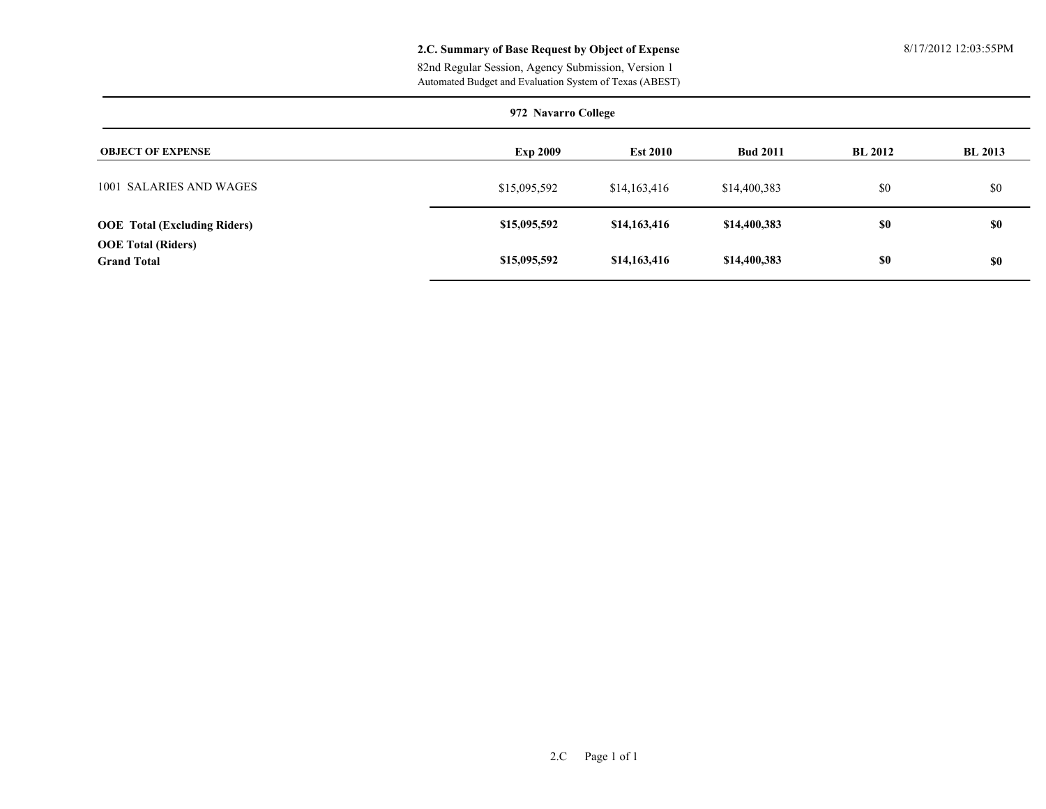**2.C. Summary of Base Request by Object of Expense**

82nd Regular Session, Agency Submission, Version 1

Automated Budget and Evaluation System of Texas (ABEST)

8/17/2012 12:03:55PM

**972 Navarro College**

| OBJECT OF EXPENSE | Exp 2009 | Est 2010 | Bud 2011 | BL 2012 | BL 2013 |
|---|---|---|---|---|---|
| 1001 SALARIES AND WAGES | $15,095,592 | $14,163,416 | $14,400,383 | $0 | $0 |
| **OOE Total (Excluding Riders)** | **$15,095,592** | **$14,163,416** | **$14,400,383** | **$0** | **$0** |
| **OOE Total (Riders)** | | | | | |
| **Grand Total** | **$15,095,592** | **$14,163,416** | **$14,400,383** | **$0** | **$0** |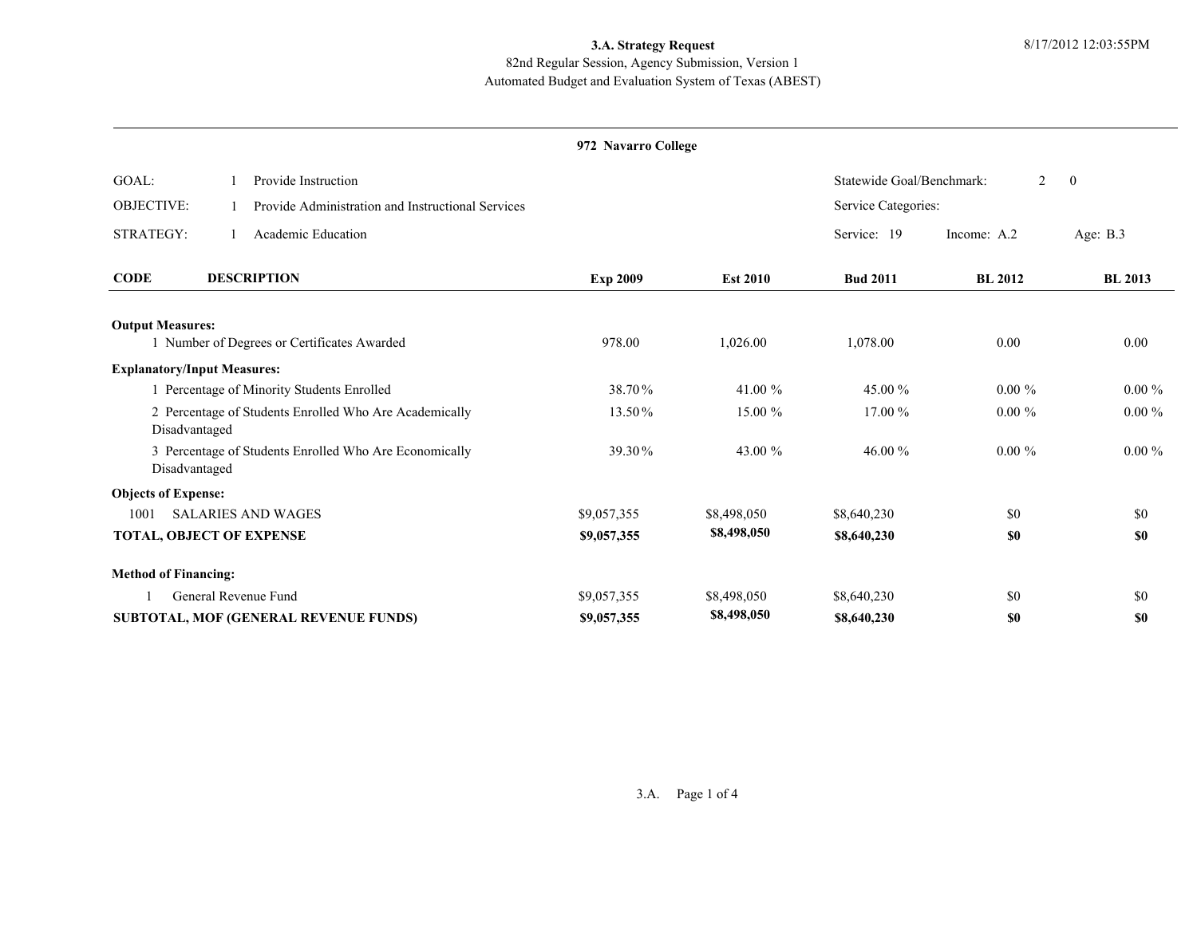**3.A. Strategy Request**
82nd Regular Session, Agency Submission, Version 1
Automated Budget and Evaluation System of Texas (ABEST)

8/17/2012 12:03:55PM

**972 Navarro College**

| | | | |
|---|---|---|---|
| GOAL: | 1 Provide Instruction | Statewide Goal/Benchmark: | 2 0 |
| OBJECTIVE: | 1 Provide Administration and Instructional Services | Service Categories: | |
| STRATEGY: | 1 Academic Education | Service: 19 Income: A.2 | Age: B.3 |

| CODE | DESCRIPTION | Exp 2009 | Est 2010 | Bud 2011 | BL 2012 | BL 2013 |
|---|---|---|---|---|---|---|
| **Output Measures:** | | | | | | |
| | 1 Number of Degrees or Certificates Awarded | 978.00 | 1,026.00 | 1,078.00 | 0.00 | 0.00 |
| **Explanatory/Input Measures:** | | | | | | |
| | 1 Percentage of Minority Students Enrolled | 38.70 % | 41.00 % | 45.00 % | 0.00 % | 0.00 % |
| | 2 Percentage of Students Enrolled Who Are Academically Disadvantaged | 13.50 % | 15.00 % | 17.00 % | 0.00 % | 0.00 % |
| | 3 Percentage of Students Enrolled Who Are Economically Disadvantaged | 39.30 % | 43.00 % | 46.00 % | 0.00 % | 0.00 % |
| **Objects of Expense:** | | | | | | |
| 1001 | SALARIES AND WAGES | $9,057,355 | $8,498,050 | $8,640,230 | $0 | $0 |
| **TOTAL, OBJECT OF EXPENSE** | | **$9,057,355** | **$8,498,050** | **$8,640,230** | **$0** | **$0** |
| **Method of Financing:** | | | | | | |
| 1 | General Revenue Fund | $9,057,355 | $8,498,050 | $8,640,230 | $0 | $0 |
| **SUBTOTAL, MOF (GENERAL REVENUE FUNDS)** | | **$9,057,355** | **$8,498,050** | **$8,640,230** | **$0** | **$0** |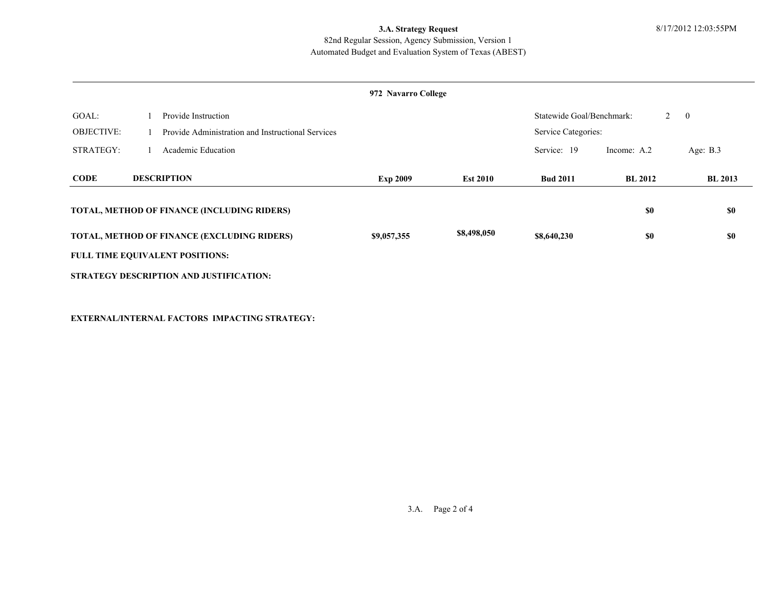**3.A. Strategy Request**
82nd Regular Session, Agency Submission, Version 1
Automated Budget and Evaluation System of Texas (ABEST)

8/17/2012 12:03:55PM

**972 Navarro College**

| | | | |
|---|---|---|---|
| GOAL: | 1 Provide Instruction | Statewide Goal/Benchmark: | 2 0 |
| OBJECTIVE: | 1 Provide Administration and Instructional Services | Service Categories: | |
| STRATEGY: | 1 Academic Education | Service: 19 | Income: A.2 Age: B.3 |

| CODE | DESCRIPTION | Exp 2009 | Est 2010 | Bud 2011 | BL 2012 | BL 2013 |
|---|---|---|---|---|---|---|
| | **TOTAL, METHOD OF FINANCE (INCLUDING RIDERS)** | | | | **$0** | **$0** |
| | **TOTAL, METHOD OF FINANCE (EXCLUDING RIDERS)** | **$9,057,355** | **$8,498,050** | **$8,640,230** | **$0** | **$0** |

**FULL TIME EQUIVALENT POSITIONS:**

**STRATEGY DESCRIPTION AND JUSTIFICATION:**

**EXTERNAL/INTERNAL FACTORS IMPACTING STRATEGY:**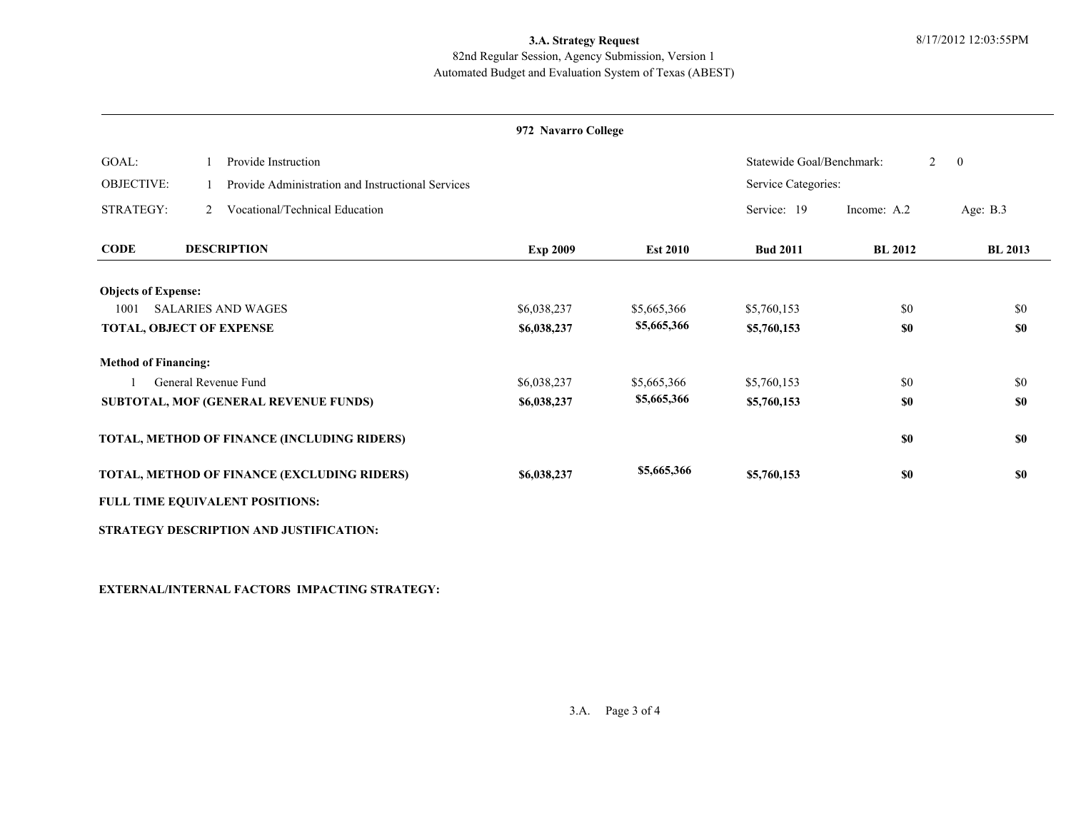**3.A. Strategy Request**
82nd Regular Session, Agency Submission, Version 1
Automated Budget and Evaluation System of Texas (ABEST)

**972 Navarro College**

| | | | |
|---|---|---|---|
| GOAL: | 1 Provide Instruction | Statewide Goal/Benchmark: | 2 0 |
| OBJECTIVE: | 1 Provide Administration and Instructional Services | Service Categories: | |
| STRATEGY: | 2 Vocational/Technical Education | Service: 19 Income: A.2 | Age: B.3 |

| CODE | DESCRIPTION | Exp 2009 | Est 2010 | Bud 2011 | BL 2012 | BL 2013 |
|---|---|---|---|---|---|---|
| **Objects of Expense:** | | | | | | |
| 1001 | SALARIES AND WAGES | $6,038,237 | $5,665,366 | $5,760,153 | $0 | $0 |
| **TOTAL, OBJECT OF EXPENSE** | | **$6,038,237** | **$5,665,366** | **$5,760,153** | **$0** | **$0** |
| **Method of Financing:** | | | | | | |
| 1 | General Revenue Fund | $6,038,237 | $5,665,366 | $5,760,153 | $0 | $0 |
| **SUBTOTAL, MOF (GENERAL REVENUE FUNDS)** | | **$6,038,237** | **$5,665,366** | **$5,760,153** | **$0** | **$0** |
| **TOTAL, METHOD OF FINANCE (INCLUDING RIDERS)** | | | | | **$0** | **$0** |
| **TOTAL, METHOD OF FINANCE (EXCLUDING RIDERS)** | | **$6,038,237** | **$5,665,366** | **$5,760,153** | **$0** | **$0** |

**FULL TIME EQUIVALENT POSITIONS:**

**STRATEGY DESCRIPTION AND JUSTIFICATION:**

**EXTERNAL/INTERNAL FACTORS IMPACTING STRATEGY:**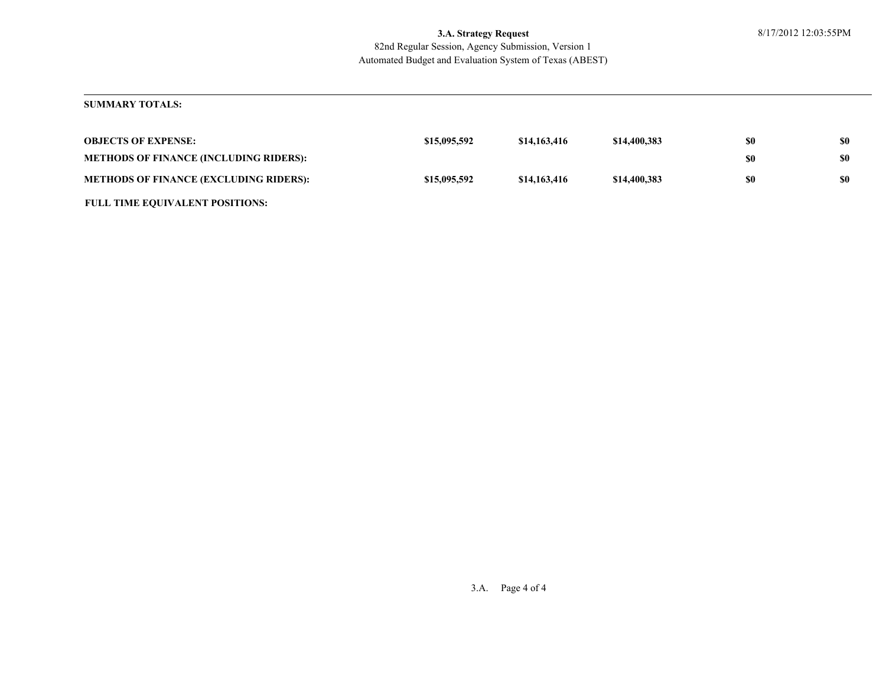## SUMMARY TOTALS:

| | | | | | |
|---|---|---|---|---|---|
| **OBJECTS OF EXPENSE:** | **$15,095,592** | **$14,163,416** | **$14,400,383** | **$0** | **$0** |
| **METHODS OF FINANCE (INCLUDING RIDERS):** | | | | **$0** | **$0** |
| **METHODS OF FINANCE (EXCLUDING RIDERS):** | **$15,095,592** | **$14,163,416** | **$14,400,383** | **$0** | **$0** |
| **FULL TIME EQUIVALENT POSITIONS:** | | | | | |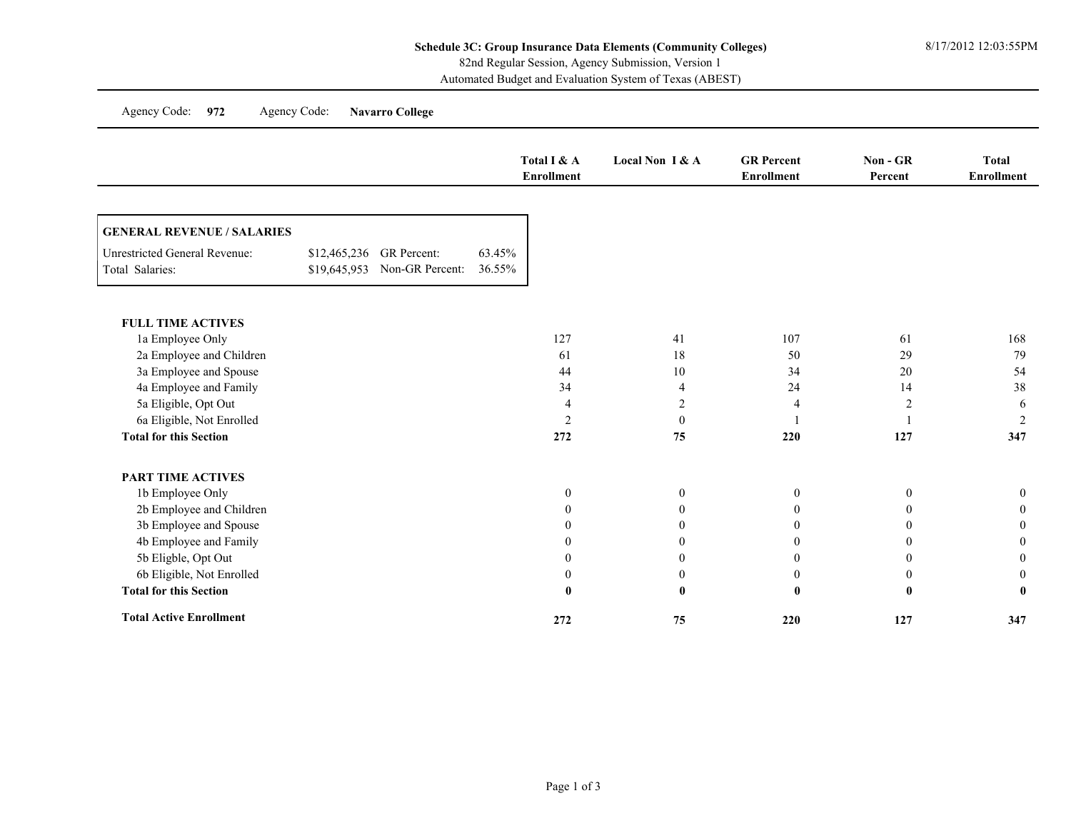**Schedule 3C: Group Insurance Data Elements (Community Colleges)**
82nd Regular Session, Agency Submission, Version 1
Automated Budget and Evaluation System of Texas (ABEST)

8/17/2012 12:03:55PM

Agency Code: **972** Agency Code: **Navarro College**

**GENERAL REVENUE / SALARIES**

| | | | |
|---|---|---|---|
| Unrestricted General Revenue: | $12,465,236 | GR Percent: | 63.45% |
| Total Salaries: | $19,645,953 | Non-GR Percent: | 36.55% |

| | Total I & A Enrollment | Local Non I & A | GR Percent Enrollment | Non - GR Percent | Total Enrollment |
|---|---|---|---|---|---|
| **FULL TIME ACTIVES** | | | | | |
| 1a Employee Only | 127 | 41 | 107 | 61 | 168 |
| 2a Employee and Children | 61 | 18 | 50 | 29 | 79 |
| 3a Employee and Spouse | 44 | 10 | 34 | 20 | 54 |
| 4a Employee and Family | 34 | 4 | 24 | 14 | 38 |
| 5a Eligible, Opt Out | 4 | 2 | 4 | 2 | 6 |
| 6a Eligible, Not Enrolled | 2 | 0 | 1 | 1 | 2 |
| **Total for this Section** | **272** | **75** | **220** | **127** | **347** |
| **PART TIME ACTIVES** | | | | | |
| 1b Employee Only | 0 | 0 | 0 | 0 | 0 |
| 2b Employee and Children | 0 | 0 | 0 | 0 | 0 |
| 3b Employee and Spouse | 0 | 0 | 0 | 0 | 0 |
| 4b Employee and Family | 0 | 0 | 0 | 0 | 0 |
| 5b Eligble, Opt Out | 0 | 0 | 0 | 0 | 0 |
| 6b Eligible, Not Enrolled | 0 | 0 | 0 | 0 | 0 |
| **Total for this Section** | **0** | **0** | **0** | **0** | **0** |
| **Total Active Enrollment** | **272** | **75** | **220** | **127** | **347** |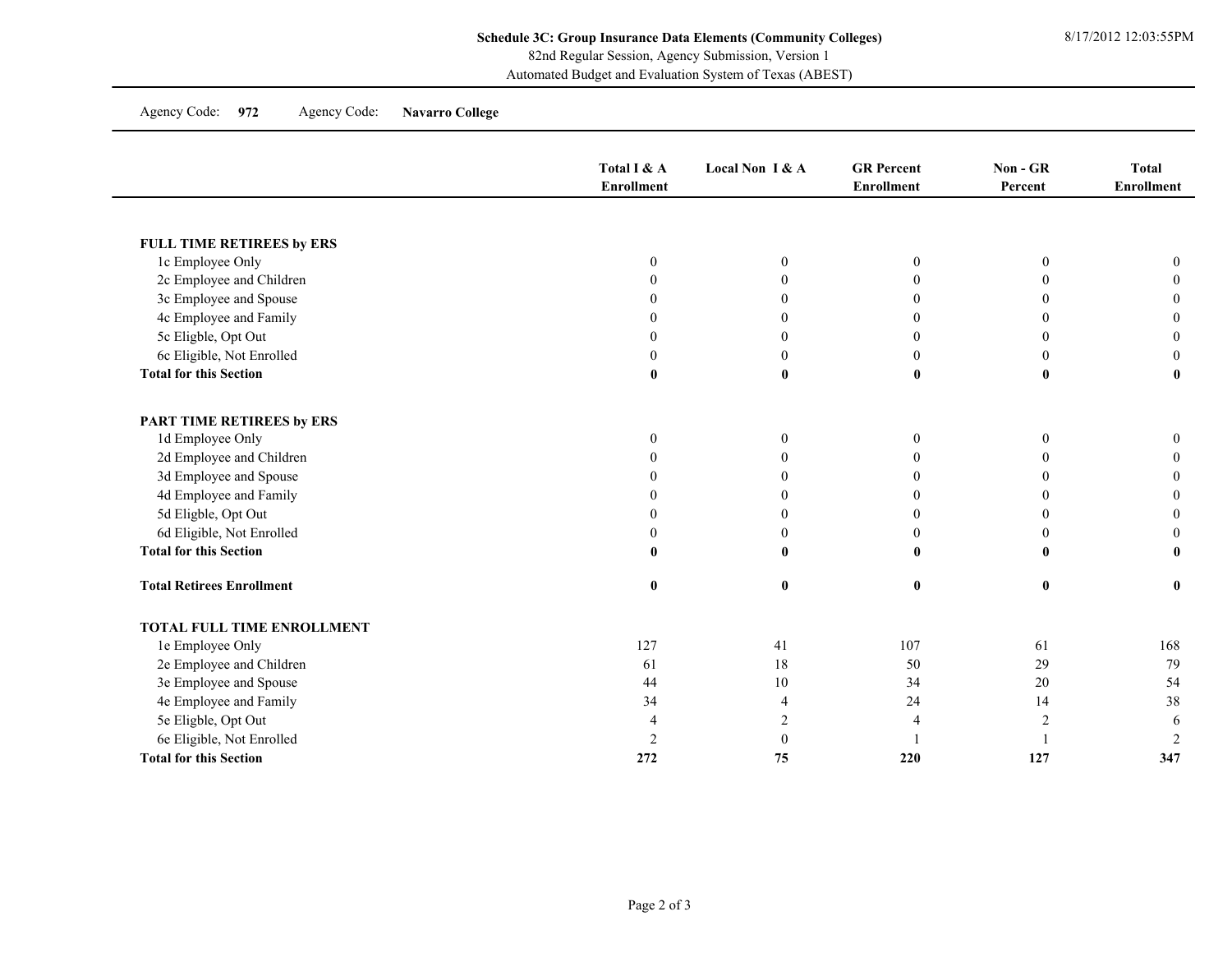**Schedule 3C: Group Insurance Data Elements (Community Colleges)**
82nd Regular Session, Agency Submission, Version 1
Automated Budget and Evaluation System of Texas (ABEST)

8/17/2012 12:03:55PM

Agency Code: **972** Agency Code: **Navarro College**

| | Total I & A Enrollment | Local Non I & A | GR Percent Enrollment | Non - GR Percent | Total Enrollment |
|---|---|---|---|---|---|
| **FULL TIME RETIREES by ERS** | | | | | |
| 1c Employee Only | 0 | 0 | 0 | 0 | 0 |
| 2c Employee and Children | 0 | 0 | 0 | 0 | 0 |
| 3c Employee and Spouse | 0 | 0 | 0 | 0 | 0 |
| 4c Employee and Family | 0 | 0 | 0 | 0 | 0 |
| 5c Eligble, Opt Out | 0 | 0 | 0 | 0 | 0 |
| 6c Eligible, Not Enrolled | 0 | 0 | 0 | 0 | 0 |
| **Total for this Section** | **0** | **0** | **0** | **0** | **0** |
| **PART TIME RETIREES by ERS** | | | | | |
| 1d Employee Only | 0 | 0 | 0 | 0 | 0 |
| 2d Employee and Children | 0 | 0 | 0 | 0 | 0 |
| 3d Employee and Spouse | 0 | 0 | 0 | 0 | 0 |
| 4d Employee and Family | 0 | 0 | 0 | 0 | 0 |
| 5d Eligble, Opt Out | 0 | 0 | 0 | 0 | 0 |
| 6d Eligible, Not Enrolled | 0 | 0 | 0 | 0 | 0 |
| **Total for this Section** | **0** | **0** | **0** | **0** | **0** |
| **Total Retirees Enrollment** | **0** | **0** | **0** | **0** | **0** |
| **TOTAL FULL TIME ENROLLMENT** | | | | | |
| 1e Employee Only | 127 | 41 | 107 | 61 | 168 |
| 2e Employee and Children | 61 | 18 | 50 | 29 | 79 |
| 3e Employee and Spouse | 44 | 10 | 34 | 20 | 54 |
| 4e Employee and Family | 34 | 4 | 24 | 14 | 38 |
| 5e Eligble, Opt Out | 4 | 2 | 4 | 2 | 6 |
| 6e Eligible, Not Enrolled | 2 | 0 | 1 | 1 | 2 |
| **Total for this Section** | **272** | **75** | **220** | **127** | **347** |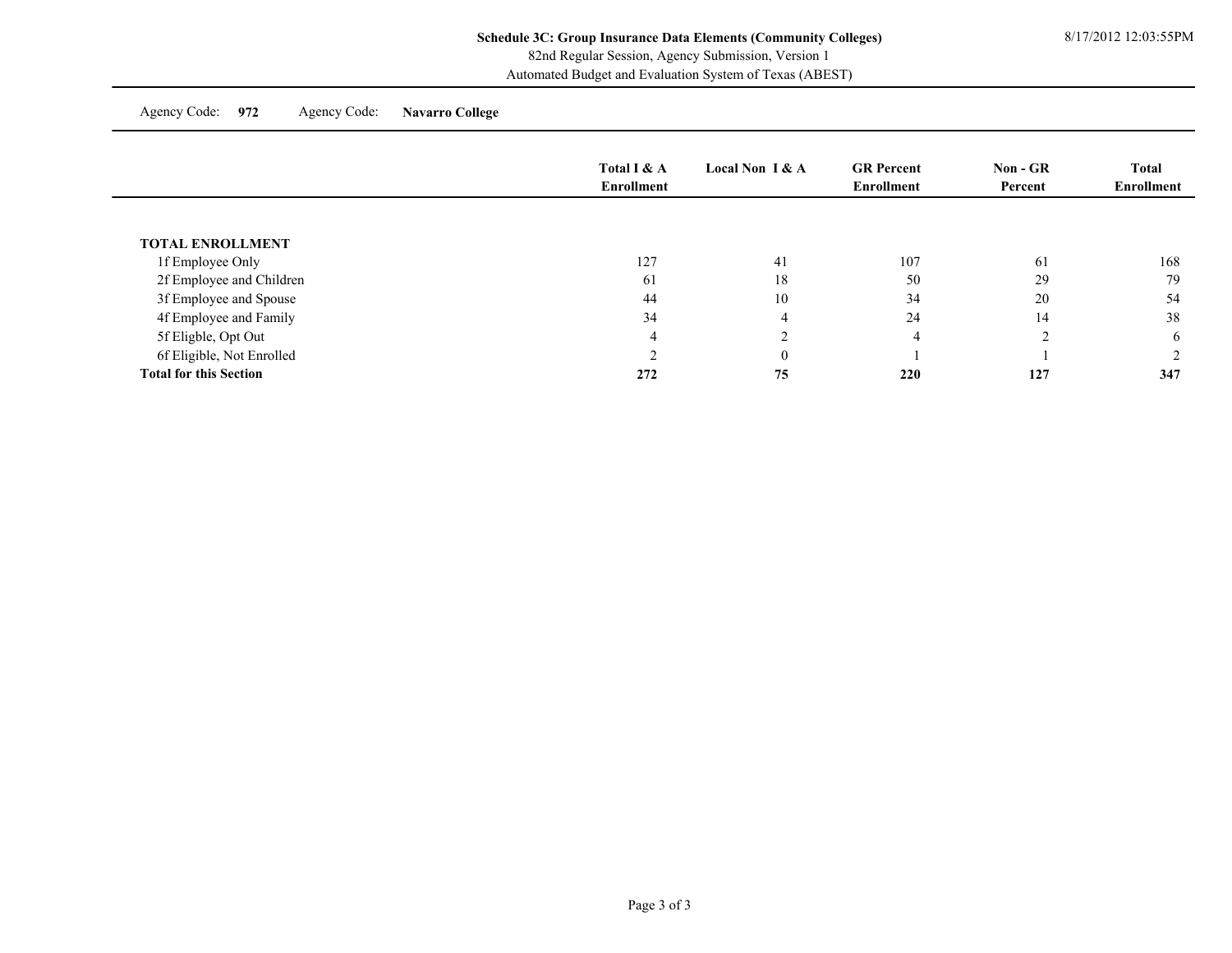**Schedule 3C: Group Insurance Data Elements (Community Colleges)**

82nd Regular Session, Agency Submission, Version 1

Automated Budget and Evaluation System of Texas (ABEST)

8/17/2012 12:03:55PM

Agency Code: **972** Agency Code: **Navarro College**

| | Total I & A Enrollment | Local Non I & A | GR Percent Enrollment | Non - GR Percent | Total Enrollment |
|---|---|---|---|---|---|
| **TOTAL ENROLLMENT** | | | | | |
| 1f Employee Only | 127 | 41 | 107 | 61 | 168 |
| 2f Employee and Children | 61 | 18 | 50 | 29 | 79 |
| 3f Employee and Spouse | 44 | 10 | 34 | 20 | 54 |
| 4f Employee and Family | 34 | 4 | 24 | 14 | 38 |
| 5f Eligble, Opt Out | 4 | 2 | 4 | 2 | 6 |
| 6f Eligible, Not Enrolled | 2 | 0 | 1 | 1 | 2 |
| **Total for this Section** | **272** | **75** | **220** | **127** | **347** |